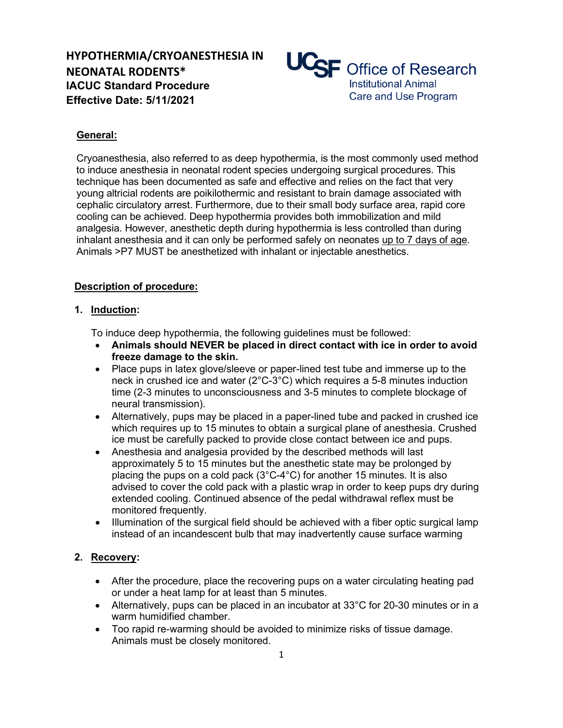# HYPOTHERMIA/CRYOANESTHESIA IN NEONATAL RODENTS*

**IACUC Standard Procedure**
**Effective Date: 5/11/2021**

UCSF Office of Research
Institutional Animal Care and Use Program

## General:

Cryoanesthesia, also referred to as deep hypothermia, is the most commonly used method to induce anesthesia in neonatal rodent species undergoing surgical procedures. This technique has been documented as safe and effective and relies on the fact that very young altricial rodents are poikilothermic and resistant to brain damage associated with cephalic circulatory arrest. Furthermore, due to their small body surface area, rapid core cooling can be achieved. Deep hypothermia provides both immobilization and mild analgesia. However, anesthetic depth during hypothermia is less controlled than during inhalant anesthesia and it can only be performed safely on neonates up to 7 days of age. Animals >P7 MUST be anesthetized with inhalant or injectable anesthetics.

## Description of procedure:

### 1. Induction:

To induce deep hypothermia, the following guidelines must be followed:

- **Animals should NEVER be placed in direct contact with ice in order to avoid freeze damage to the skin.**
- Place pups in latex glove/sleeve or paper-lined test tube and immerse up to the neck in crushed ice and water (2°C-3°C) which requires a 5-8 minutes induction time (2-3 minutes to unconsciousness and 3-5 minutes to complete blockage of neural transmission).
- Alternatively, pups may be placed in a paper-lined tube and packed in crushed ice which requires up to 15 minutes to obtain a surgical plane of anesthesia. Crushed ice must be carefully packed to provide close contact between ice and pups.
- Anesthesia and analgesia provided by the described methods will last approximately 5 to 15 minutes but the anesthetic state may be prolonged by placing the pups on a cold pack (3°C-4°C) for another 15 minutes. It is also advised to cover the cold pack with a plastic wrap in order to keep pups dry during extended cooling. Continued absence of the pedal withdrawal reflex must be monitored frequently.
- Illumination of the surgical field should be achieved with a fiber optic surgical lamp instead of an incandescent bulb that may inadvertently cause surface warming

### 2. Recovery:

- After the procedure, place the recovering pups on a water circulating heating pad or under a heat lamp for at least than 5 minutes.
- Alternatively, pups can be placed in an incubator at 33°C for 20-30 minutes or in a warm humidified chamber.
- Too rapid re-warming should be avoided to minimize risks of tissue damage. Animals must be closely monitored.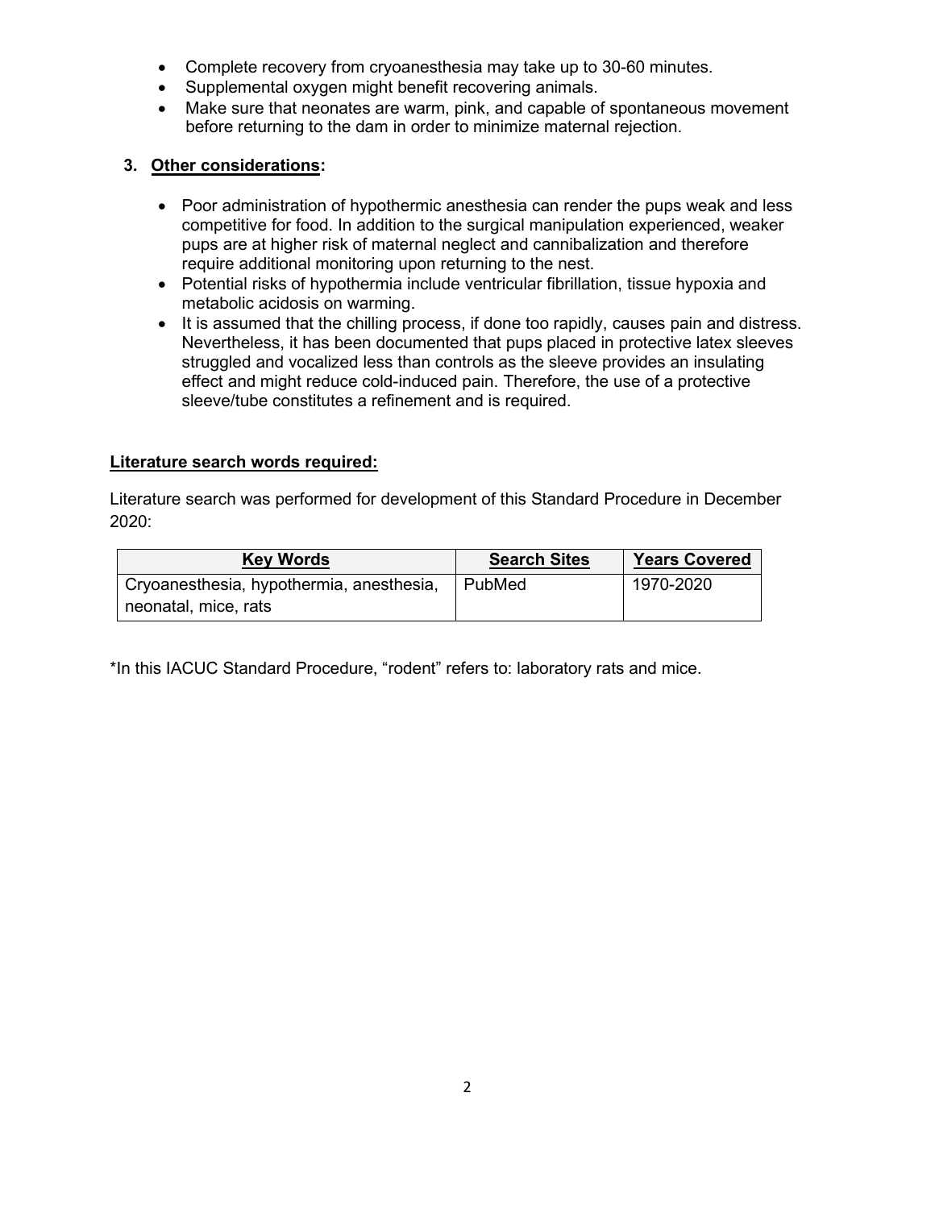- Complete recovery from cryoanesthesia may take up to 30-60 minutes.
- Supplemental oxygen might benefit recovering animals.
- Make sure that neonates are warm, pink, and capable of spontaneous movement before returning to the dam in order to minimize maternal rejection.

3. **Other considerations:**

   - Poor administration of hypothermic anesthesia can render the pups weak and less competitive for food. In addition to the surgical manipulation experienced, weaker pups are at higher risk of maternal neglect and cannibalization and therefore require additional monitoring upon returning to the nest.
   - Potential risks of hypothermia include ventricular fibrillation, tissue hypoxia and metabolic acidosis on warming.
   - It is assumed that the chilling process, if done too rapidly, causes pain and distress. Nevertheless, it has been documented that pups placed in protective latex sleeves struggled and vocalized less than controls as the sleeve provides an insulating effect and might reduce cold-induced pain. Therefore, the use of a protective sleeve/tube constitutes a refinement and is required.

**Literature search words required:**

Literature search was performed for development of this Standard Procedure in December 2020:

| Key Words | Search Sites | Years Covered |
| --- | --- | --- |
| Cryoanesthesia, hypothermia, anesthesia, neonatal, mice, rats | PubMed | 1970-2020 |

*In this IACUC Standard Procedure, "rodent" refers to: laboratory rats and mice.